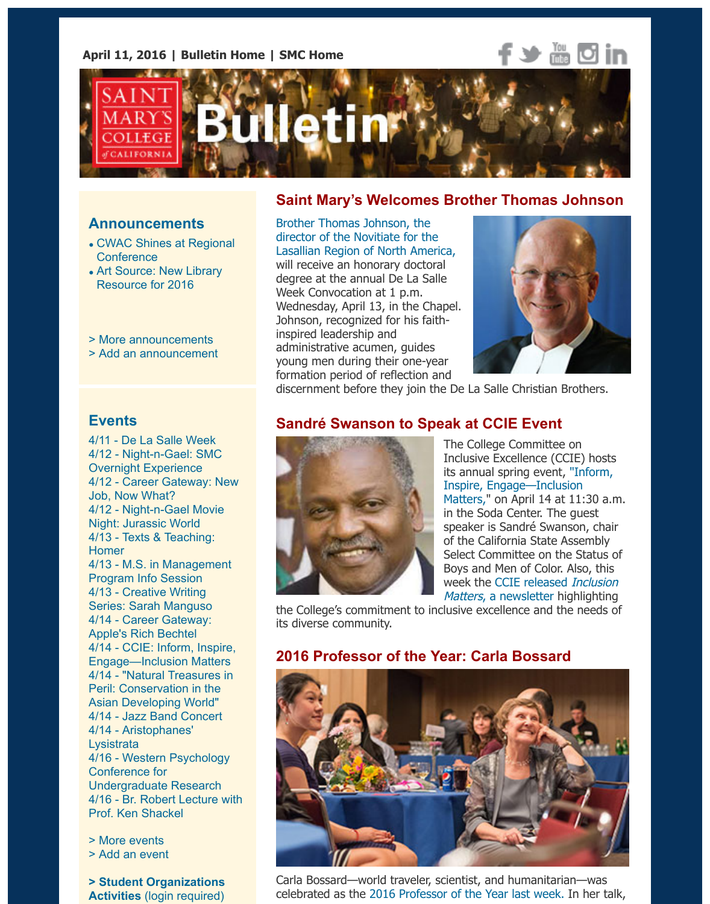April 11, 2016 | Bulletin Home | SMC Home

# Saint Mary's College of California Bulletin

## Saint Mary's Welcomes Brother Thomas Johnson

Brother Thomas Johnson, the director of the Novitiate for the Lasallian Region of North America, will receive an honorary doctoral degree at the annual De La Salle Week Convocation at 1 p.m. Wednesday, April 13, in the Chapel. Johnson, recognized for his faith-inspired leadership and administrative acumen, guides young men during their one-year formation period of reflection and discernment before they join the De La Salle Christian Brothers.

## Sandré Swanson to Speak at CCIE Event

The College Committee on Inclusive Excellence (CCIE) hosts its annual spring event, "Inform, Inspire, Engage—Inclusion Matters," on April 14 at 11:30 a.m. in the Soda Center. The guest speaker is Sandré Swanson, chair of the California State Assembly Select Committee on the Status of Boys and Men of Color. Also, this week the CCIE released *Inclusion Matters*, a newsletter highlighting the College's commitment to inclusive excellence and the needs of its diverse community.

## 2016 Professor of the Year: Carla Bossard

Carla Bossard—world traveler, scientist, and humanitarian—was celebrated as the 2016 Professor of the Year last week. In her talk,

### Announcements

- CWAC Shines at Regional Conference
- Art Source: New Library Resource for 2016

> More announcements
> Add an announcement

### Events

4/11 - De La Salle Week
4/12 - Night-n-Gael: SMC Overnight Experience
4/12 - Career Gateway: New Job, Now What?
4/12 - Night-n-Gael Movie Night: Jurassic World
4/13 - Texts & Teaching: Homer
4/13 - M.S. in Management Program Info Session
4/13 - Creative Writing Series: Sarah Manguso
4/14 - Career Gateway: Apple's Rich Bechtel
4/14 - CCIE: Inform, Inspire, Engage—Inclusion Matters
4/14 - "Natural Treasures in Peril: Conservation in the Asian Developing World"
4/14 - Jazz Band Concert
4/14 - Aristophanes' Lysistrata
4/16 - Western Psychology Conference for Undergraduate Research
4/16 - Br. Robert Lecture with Prof. Ken Shackel

> More events
> Add an event

**> Student Organizations Activities** (login required)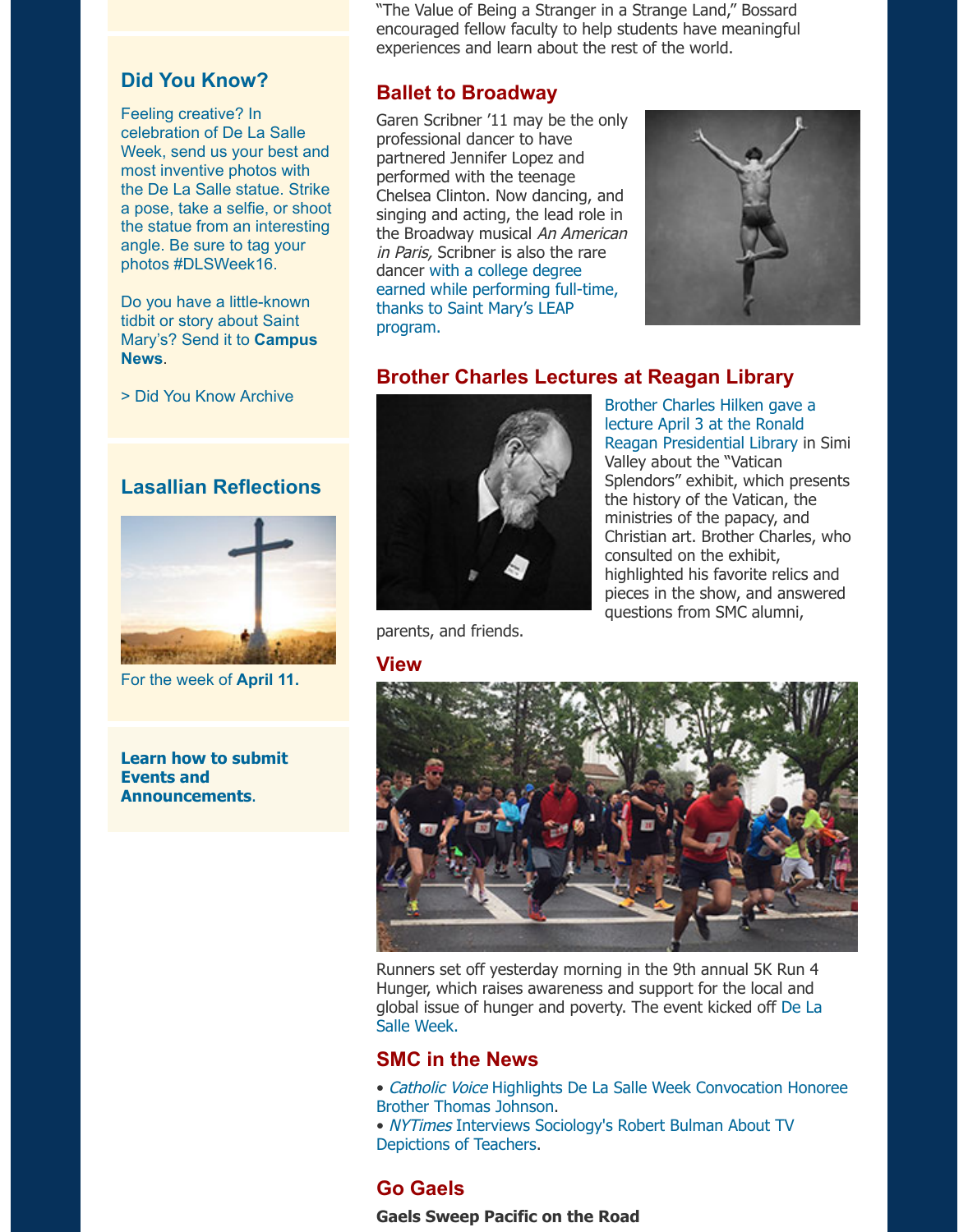## Did You Know?

Feeling creative? In celebration of De La Salle Week, send us your best and most inventive photos with the De La Salle statue. Strike a pose, take a selfie, or shoot the statue from an interesting angle. Be sure to tag your photos #DLSWeek16.

Do you have a little-known tidbit or story about Saint Mary's? Send it to **Campus News**.

> Did You Know Archive

## Lasallian Reflections

For the week of **April 11.**

**Learn how to submit Events and Announcements**.

"The Value of Being a Stranger in a Strange Land," Bossard encouraged fellow faculty to help students have meaningful experiences and learn about the rest of the world.

## Ballet to Broadway

Garen Scribner '11 may be the only professional dancer to have partnered Jennifer Lopez and performed with the teenage Chelsea Clinton. Now dancing, and singing and acting, the lead role in the Broadway musical *An American in Paris,* Scribner is also the rare dancer with a college degree earned while performing full-time, thanks to Saint Mary's LEAP program.

## Brother Charles Lectures at Reagan Library

Brother Charles Hilken gave a lecture April 3 at the Ronald Reagan Presidential Library in Simi Valley about the "Vatican Splendors" exhibit, which presents the history of the Vatican, the ministries of the papacy, and Christian art. Brother Charles, who consulted on the exhibit, highlighted his favorite relics and pieces in the show, and answered questions from SMC alumni, parents, and friends.

## View

Runners set off yesterday morning in the 9th annual 5K Run 4 Hunger, which raises awareness and support for the local and global issue of hunger and poverty. The event kicked off De La Salle Week.

## SMC in the News

- *Catholic Voice* Highlights De La Salle Week Convocation Honoree Brother Thomas Johnson.
- *NYTimes* Interviews Sociology's Robert Bulman About TV Depictions of Teachers.

## Go Gaels

**Gaels Sweep Pacific on the Road**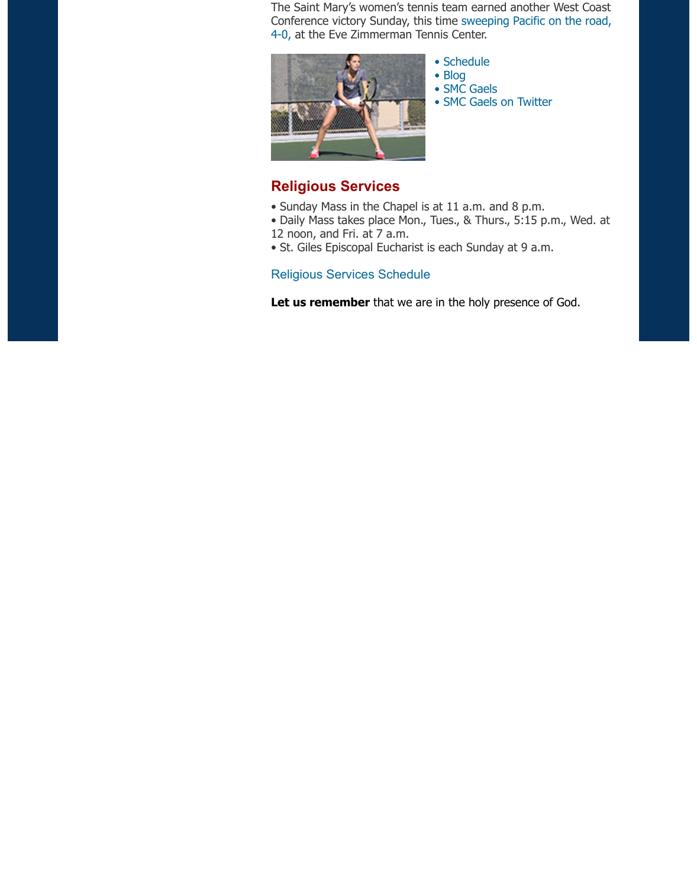The Saint Mary's women's tennis team earned another West Coast Conference victory Sunday, this time sweeping Pacific on the road, 4-0, at the Eve Zimmerman Tennis Center.

- Schedule
- Blog
- SMC Gaels
- SMC Gaels on Twitter

## Religious Services

- Sunday Mass in the Chapel is at 11 a.m. and 8 p.m.
- Daily Mass takes place Mon., Tues., & Thurs., 5:15 p.m., Wed. at 12 noon, and Fri. at 7 a.m.
- St. Giles Episcopal Eucharist is each Sunday at 9 a.m.

Religious Services Schedule

**Let us remember** that we are in the holy presence of God.